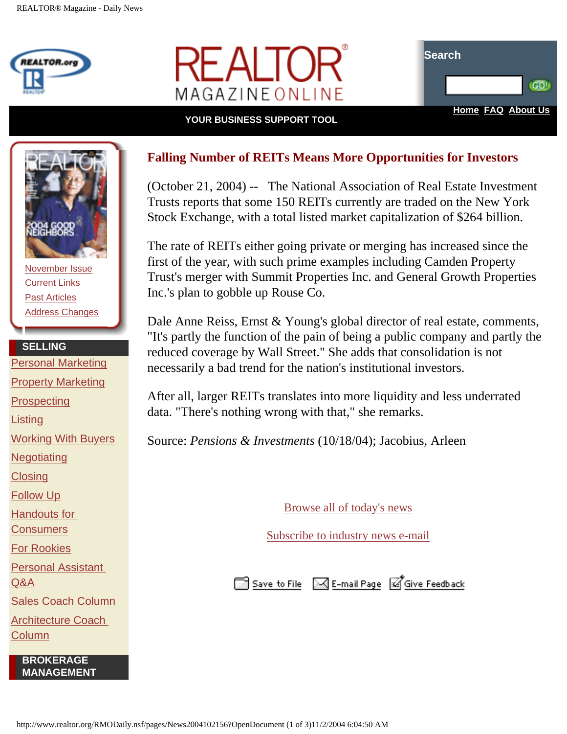REALTOR® Magazine - Daily News

REALTOR® MAGAZINE ONLINE

Search

YOUR BUSINESS SUPPORT TOOL

Home FAQ About Us

November Issue
Current Links
Past Articles
Address Changes

**SELLING**

- Personal Marketing
- Property Marketing
- Prospecting
- Listing
- Working With Buyers
- Negotiating
- Closing
- Follow Up
- Handouts for Consumers
- For Rookies
- Personal Assistant Q&A
- Sales Coach Column
- Architecture Coach Column

**BROKERAGE MANAGEMENT**

# Falling Number of REITs Means More Opportunities for Investors

(October 21, 2004) -- The National Association of Real Estate Investment Trusts reports that some 150 REITs currently are traded on the New York Stock Exchange, with a total listed market capitalization of $264 billion.

The rate of REITs either going private or merging has increased since the first of the year, with such prime examples including Camden Property Trust's merger with Summit Properties Inc. and General Growth Properties Inc.'s plan to gobble up Rouse Co.

Dale Anne Reiss, Ernst & Young's global director of real estate, comments, "It's partly the function of the pain of being a public company and partly the reduced coverage by Wall Street." She adds that consolidation is not necessarily a bad trend for the nation's institutional investors.

After all, larger REITs translates into more liquidity and less underrated data. "There's nothing wrong with that," she remarks.

Source: *Pensions & Investments* (10/18/04); Jacobius, Arleen

Browse all of today's news

Subscribe to industry news e-mail

Save to File E-mail Page Give Feedback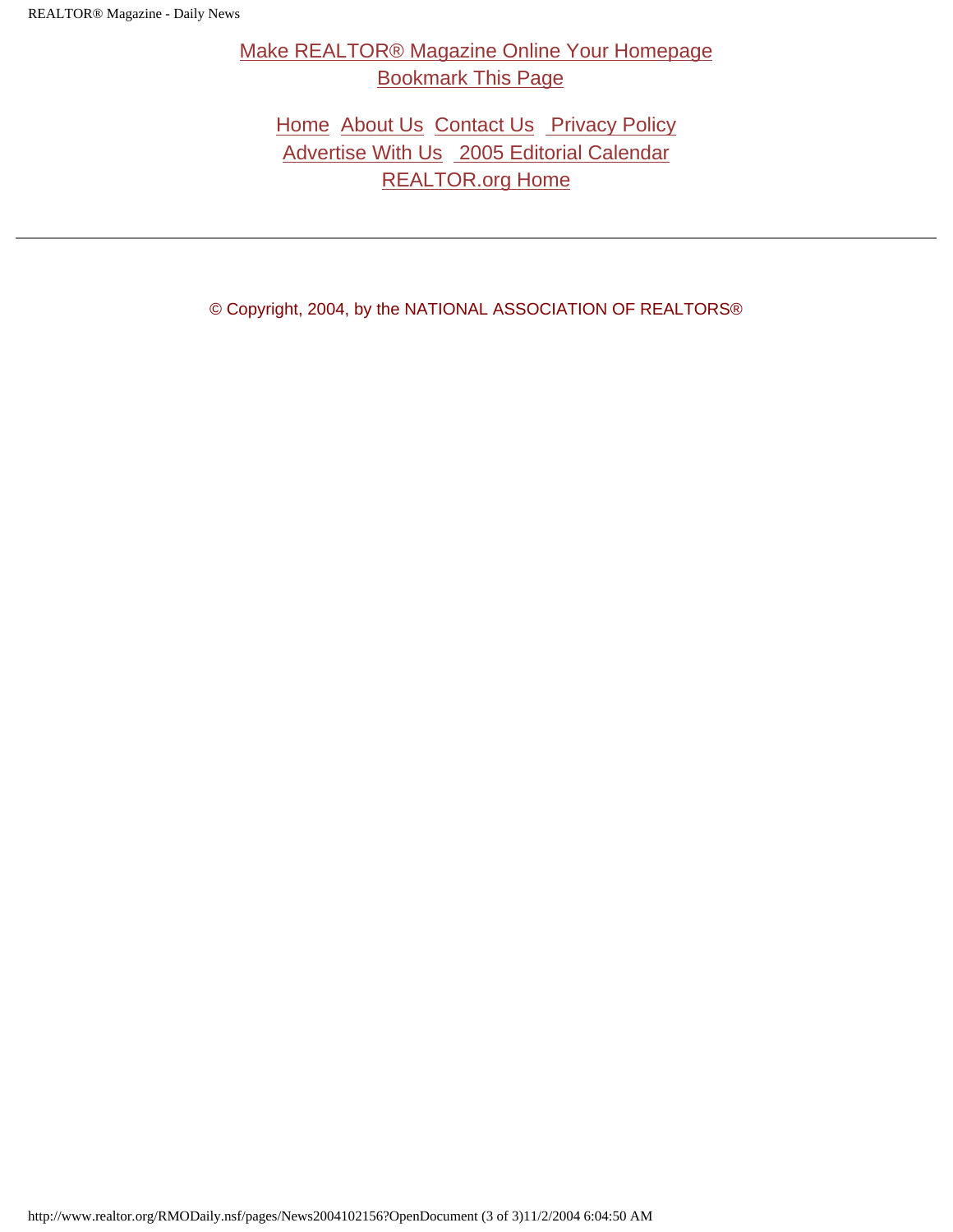Make REALTOR® Magazine Online Your Homepage
Bookmark This Page

Home About Us Contact Us Privacy Policy
Advertise With Us 2005 Editorial Calendar
REALTOR.org Home

---

© Copyright, 2004, by the NATIONAL ASSOCIATION OF REALTORS®